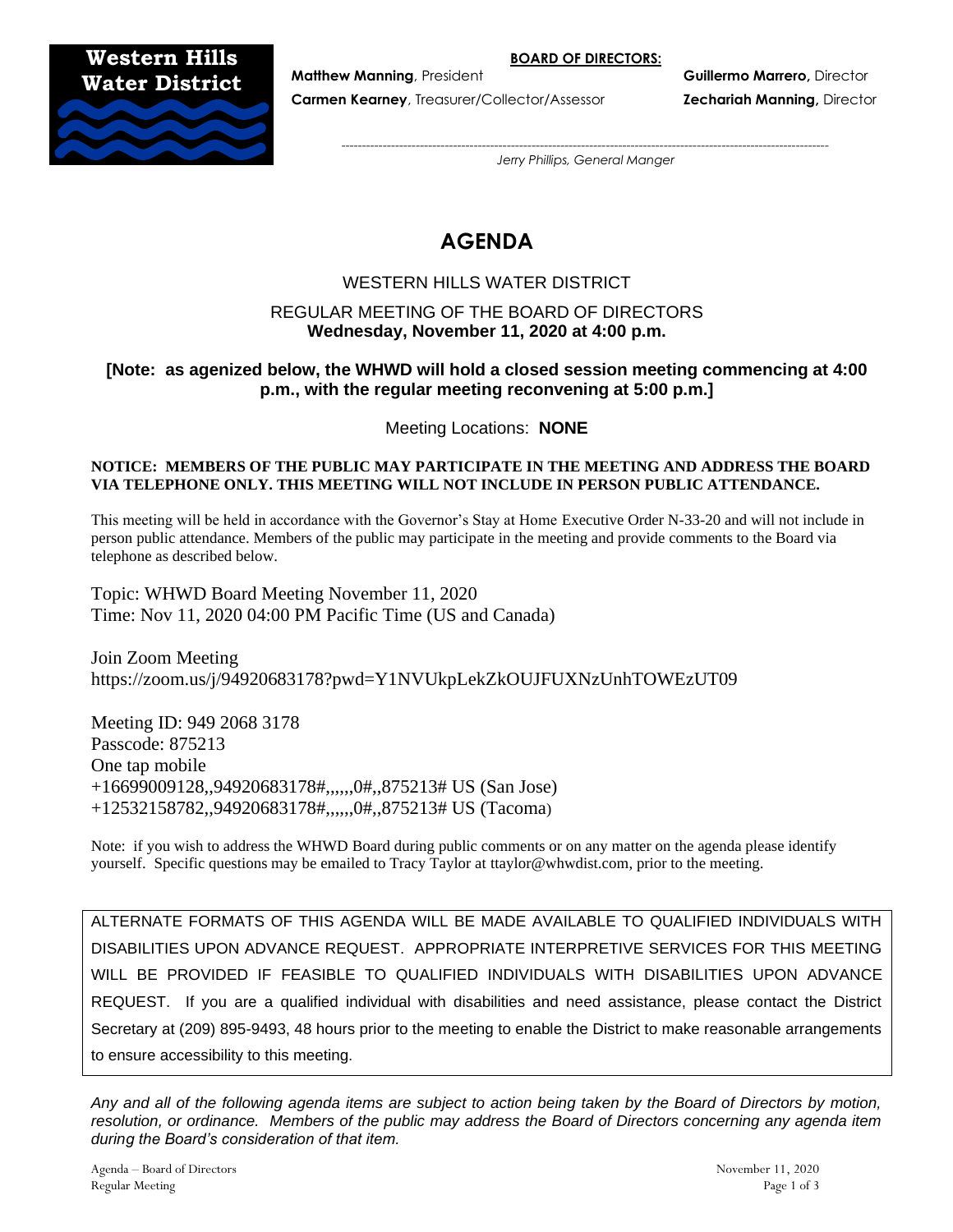**Western Hills Water District**

**BOARD OF DIRECTORS:**

**Matthew Manning**, President
**Carmen Kearney**, Treasurer/Collector/Assessor
**Guillermo Marrero,** Director
**Zechariah Manning,** Director

*Jerry Phillips, General Manger*

# AGENDA

WESTERN HILLS WATER DISTRICT

REGULAR MEETING OF THE BOARD OF DIRECTORS
**Wednesday, November 11, 2020 at 4:00 p.m.**

**[Note: as agenized below, the WHWD will hold a closed session meeting commencing at 4:00 p.m., with the regular meeting reconvening at 5:00 p.m.]**

Meeting Locations: **NONE**

**NOTICE: MEMBERS OF THE PUBLIC MAY PARTICIPATE IN THE MEETING AND ADDRESS THE BOARD VIA TELEPHONE ONLY. THIS MEETING WILL NOT INCLUDE IN PERSON PUBLIC ATTENDANCE.**

This meeting will be held in accordance with the Governor's Stay at Home Executive Order N-33-20 and will not include in person public attendance. Members of the public may participate in the meeting and provide comments to the Board via telephone as described below.

Topic: WHWD Board Meeting November 11, 2020
Time: Nov 11, 2020 04:00 PM Pacific Time (US and Canada)

Join Zoom Meeting
https://zoom.us/j/94920683178?pwd=Y1NVUkpLekZkOUJFUXNzUnhTOWEzUT09

Meeting ID: 949 2068 3178
Passcode: 875213
One tap mobile
+16699009128,,94920683178#,,,,,,0#,,875213# US (San Jose)
+12532158782,,94920683178#,,,,,,0#,,875213# US (Tacoma)

Note: if you wish to address the WHWD Board during public comments or on any matter on the agenda please identify yourself. Specific questions may be emailed to Tracy Taylor at ttaylor@whwdist.com, prior to the meeting.

ALTERNATE FORMATS OF THIS AGENDA WILL BE MADE AVAILABLE TO QUALIFIED INDIVIDUALS WITH DISABILITIES UPON ADVANCE REQUEST. APPROPRIATE INTERPRETIVE SERVICES FOR THIS MEETING WILL BE PROVIDED IF FEASIBLE TO QUALIFIED INDIVIDUALS WITH DISABILITIES UPON ADVANCE REQUEST. If you are a qualified individual with disabilities and need assistance, please contact the District Secretary at (209) 895-9493, 48 hours prior to the meeting to enable the District to make reasonable arrangements to ensure accessibility to this meeting.

*Any and all of the following agenda items are subject to action being taken by the Board of Directors by motion, resolution, or ordinance. Members of the public may address the Board of Directors concerning any agenda item during the Board's consideration of that item.*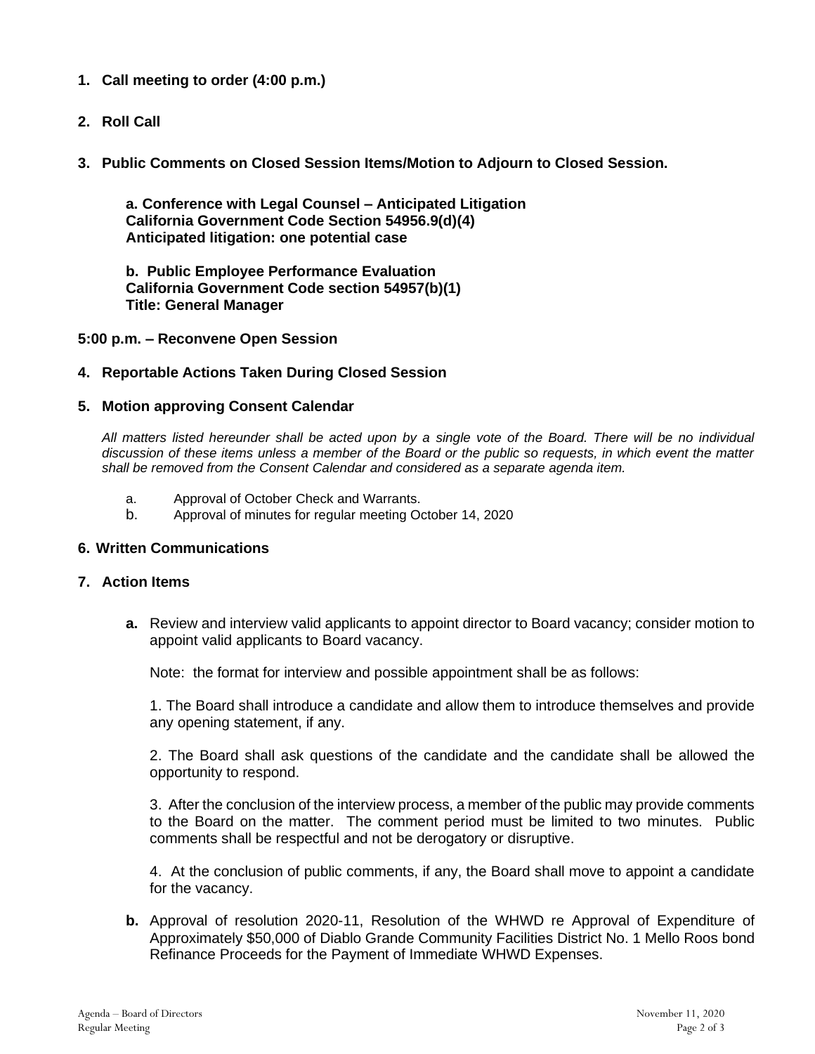**1. Call meeting to order (4:00 p.m.)**

**2. Roll Call**

**3. Public Comments on Closed Session Items/Motion to Adjourn to Closed Session.**

> **a. Conference with Legal Counsel – Anticipated Litigation**
> **California Government Code Section 54956.9(d)(4)**
> **Anticipated litigation: one potential case**
>
> **b. Public Employee Performance Evaluation**
> **California Government Code section 54957(b)(1)**
> **Title: General Manager**

**5:00 p.m. – Reconvene Open Session**

**4. Reportable Actions Taken During Closed Session**

**5. Motion approving Consent Calendar**

*All matters listed hereunder shall be acted upon by a single vote of the Board. There will be no individual discussion of these items unless a member of the Board or the public so requests, in which event the matter shall be removed from the Consent Calendar and considered as a separate agenda item.*

a. Approval of October Check and Warrants.
b. Approval of minutes for regular meeting October 14, 2020

**6. Written Communications**

**7. Action Items**

**a.** Review and interview valid applicants to appoint director to Board vacancy; consider motion to appoint valid applicants to Board vacancy.

Note: the format for interview and possible appointment shall be as follows:

1. The Board shall introduce a candidate and allow them to introduce themselves and provide any opening statement, if any.

2. The Board shall ask questions of the candidate and the candidate shall be allowed the opportunity to respond.

3. After the conclusion of the interview process, a member of the public may provide comments to the Board on the matter. The comment period must be limited to two minutes. Public comments shall be respectful and not be derogatory or disruptive.

4. At the conclusion of public comments, if any, the Board shall move to appoint a candidate for the vacancy.

**b.** Approval of resolution 2020-11, Resolution of the WHWD re Approval of Expenditure of Approximately $50,000 of Diablo Grande Community Facilities District No. 1 Mello Roos bond Refinance Proceeds for the Payment of Immediate WHWD Expenses.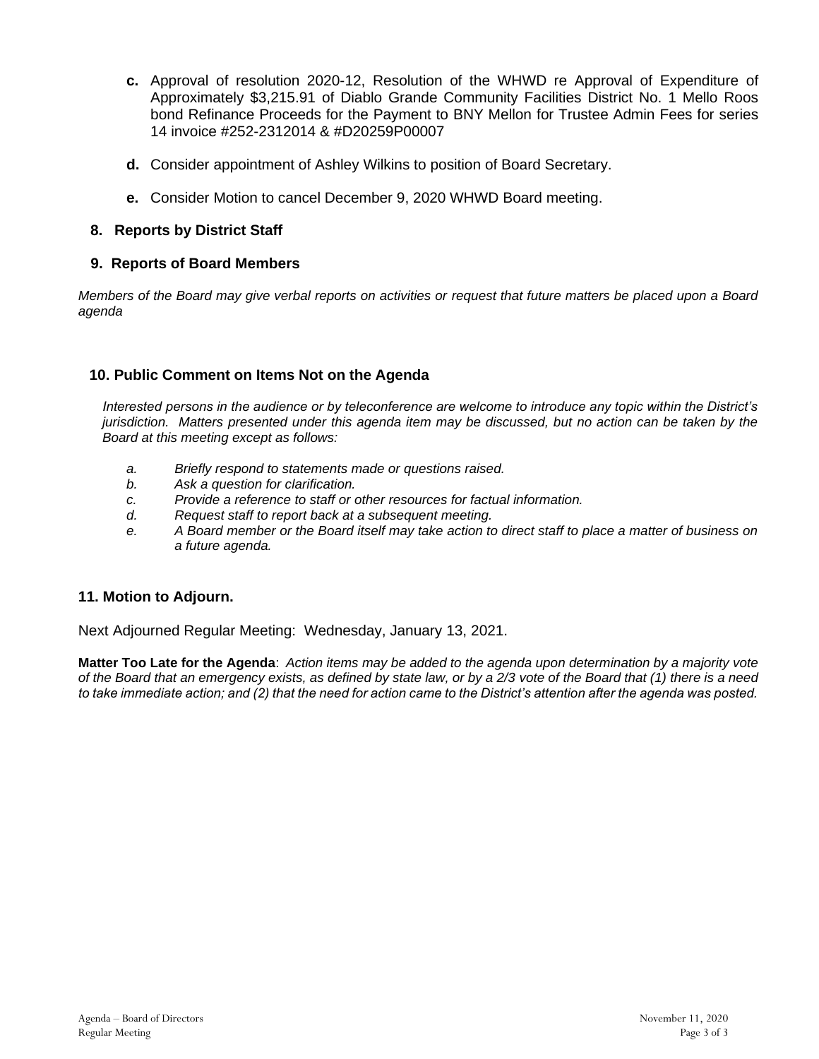- **c.** Approval of resolution 2020-12, Resolution of the WHWD re Approval of Expenditure of Approximately $3,215.91 of Diablo Grande Community Facilities District No. 1 Mello Roos bond Refinance Proceeds for the Payment to BNY Mellon for Trustee Admin Fees for series 14 invoice #252-2312014 & #D20259P00007

- **d.** Consider appointment of Ashley Wilkins to position of Board Secretary.

- **e.** Consider Motion to cancel December 9, 2020 WHWD Board meeting.

## 8. Reports by District Staff

## 9. Reports of Board Members

*Members of the Board may give verbal reports on activities or request that future matters be placed upon a Board agenda*

## 10. Public Comment on Items Not on the Agenda

*Interested persons in the audience or by teleconference are welcome to introduce any topic within the District's jurisdiction. Matters presented under this agenda item may be discussed, but no action can be taken by the Board at this meeting except as follows:*

- *a. Briefly respond to statements made or questions raised.*
- *b. Ask a question for clarification.*
- *c. Provide a reference to staff or other resources for factual information.*
- *d. Request staff to report back at a subsequent meeting.*
- *e. A Board member or the Board itself may take action to direct staff to place a matter of business on a future agenda.*

## 11. Motion to Adjourn.

Next Adjourned Regular Meeting: Wednesday, January 13, 2021.

**Matter Too Late for the Agenda**: *Action items may be added to the agenda upon determination by a majority vote of the Board that an emergency exists, as defined by state law, or by a 2/3 vote of the Board that (1) there is a need to take immediate action; and (2) that the need for action came to the District's attention after the agenda was posted.*